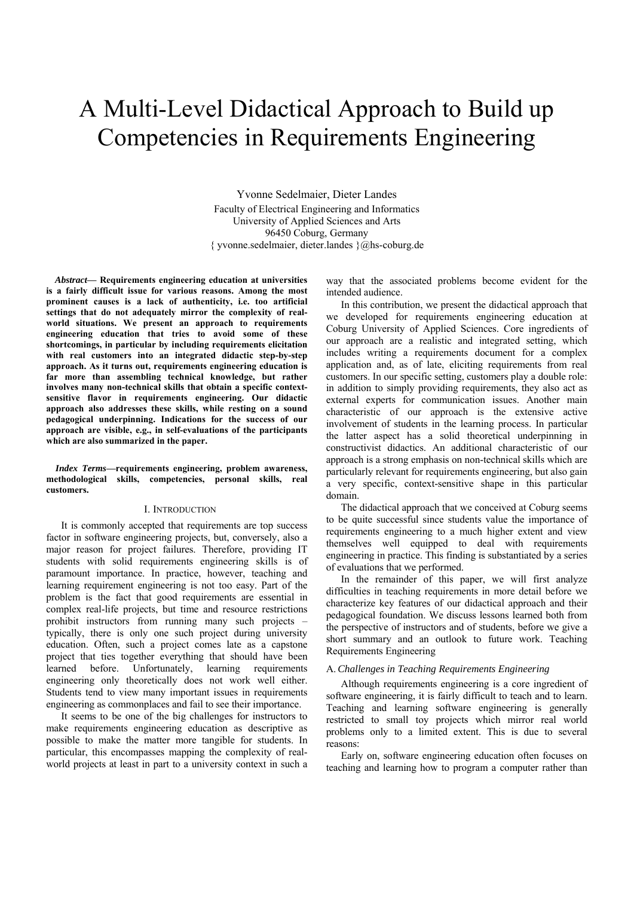# A Multi-Level Didactical Approach to Build up Competencies in Requirements Engineering

Yvonne Sedelmaier, Dieter Landes

Faculty of Electrical Engineering and Informatics
University of Applied Sciences and Arts
96450 Coburg, Germany
{ yvonne.sedelmaier, dieter.landes }@hs-coburg.de

***Abstract*— Requirements engineering education at universities is a fairly difficult issue for various reasons. Among the most prominent causes is a lack of authenticity, i.e. too artificial settings that do not adequately mirror the complexity of real-world situations. We present an approach to requirements engineering education that tries to avoid some of these shortcomings, in particular by including requirements elicitation with real customers into an integrated didactic step-by-step approach. As it turns out, requirements engineering education is far more than assembling technical knowledge, but rather involves many non-technical skills that obtain a specific context-sensitive flavor in requirements engineering. Our didactic approach also addresses these skills, while resting on a sound pedagogical underpinning. Indications for the success of our approach are visible, e.g., in self-evaluations of the participants which are also summarized in the paper.**

***Index Terms*—requirements engineering, problem awareness, methodological skills, competencies, personal skills, real customers.**

## I. Introduction

It is commonly accepted that requirements are top success factor in software engineering projects, but, conversely, also a major reason for project failures. Therefore, providing IT students with solid requirements engineering skills is of paramount importance. In practice, however, teaching and learning requirement engineering is not too easy. Part of the problem is the fact that good requirements are essential in complex real-life projects, but time and resource restrictions prohibit instructors from running many such projects – typically, there is only one such project during university education. Often, such a project comes late as a capstone project that ties together everything that should have been learned before. Unfortunately, learning requirements engineering only theoretically does not work well either. Students tend to view many important issues in requirements engineering as commonplaces and fail to see their importance.

It seems to be one of the big challenges for instructors to make requirements engineering education as descriptive as possible to make the matter more tangible for students. In particular, this encompasses mapping the complexity of real-world projects at least in part to a university context in such a way that the associated problems become evident for the intended audience.

In this contribution, we present the didactical approach that we developed for requirements engineering education at Coburg University of Applied Sciences. Core ingredients of our approach are a realistic and integrated setting, which includes writing a requirements document for a complex application and, as of late, eliciting requirements from real customers. In our specific setting, customers play a double role: in addition to simply providing requirements, they also act as external experts for communication issues. Another main characteristic of our approach is the extensive active involvement of students in the learning process. In particular the latter aspect has a solid theoretical underpinning in constructivist didactics. An additional characteristic of our approach is a strong emphasis on non-technical skills which are particularly relevant for requirements engineering, but also gain a very specific, context-sensitive shape in this particular domain.

The didactical approach that we conceived at Coburg seems to be quite successful since students value the importance of requirements engineering to a much higher extent and view themselves well equipped to deal with requirements engineering in practice. This finding is substantiated by a series of evaluations that we performed.

In the remainder of this paper, we will first analyze difficulties in teaching requirements in more detail before we characterize key features of our didactical approach and their pedagogical foundation. We discuss lessons learned both from the perspective of instructors and of students, before we give a short summary and an outlook to future work. Teaching Requirements Engineering

### A. *Challenges in Teaching Requirements Engineering*

Although requirements engineering is a core ingredient of software engineering, it is fairly difficult to teach and to learn. Teaching and learning software engineering is generally restricted to small toy projects which mirror real world problems only to a limited extent. This is due to several reasons:

Early on, software engineering education often focuses on teaching and learning how to program a computer rather than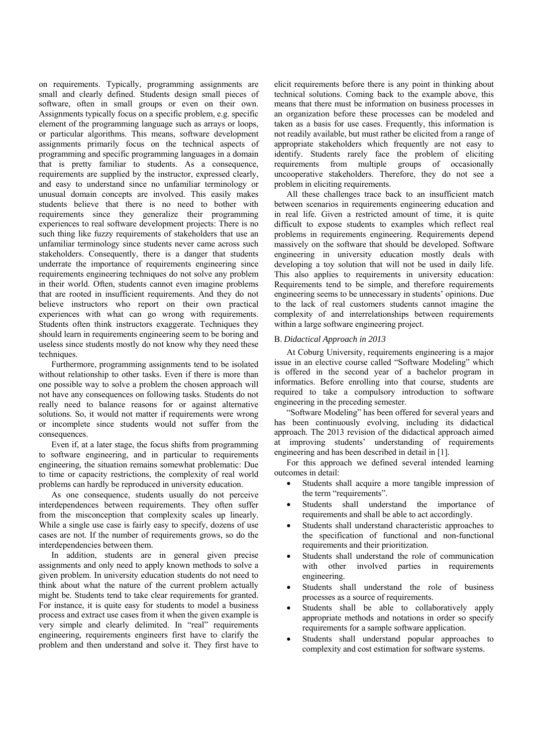on requirements. Typically, programming assignments are small and clearly defined. Students design small pieces of software, often in small groups or even on their own. Assignments typically focus on a specific problem, e.g. specific element of the programming language such as arrays or loops, or particular algorithms. This means, software development assignments primarily focus on the technical aspects of programming and specific programming languages in a domain that is pretty familiar to students. As a consequence, requirements are supplied by the instructor, expressed clearly, and easy to understand since no unfamiliar terminology or unusual domain concepts are involved. This easily makes students believe that there is no need to bother with requirements since they generalize their programming experiences to real software development projects: There is no such thing like fuzzy requirements of stakeholders that use an unfamiliar terminology since students never came across such stakeholders. Consequently, there is a danger that students underrate the importance of requirements engineering since requirements engineering techniques do not solve any problem in their world. Often, students cannot even imagine problems that are rooted in insufficient requirements. And they do not believe instructors who report on their own practical experiences with what can go wrong with requirements. Students often think instructors exaggerate. Techniques they should learn in requirements engineering seem to be boring and useless since students mostly do not know why they need these techniques.

Furthermore, programming assignments tend to be isolated without relationship to other tasks. Even if there is more than one possible way to solve a problem the chosen approach will not have any consequences on following tasks. Students do not really need to balance reasons for or against alternative solutions. So, it would not matter if requirements were wrong or incomplete since students would not suffer from the consequences.

Even if, at a later stage, the focus shifts from programming to software engineering, and in particular to requirements engineering, the situation remains somewhat problematic: Due to time or capacity restrictions, the complexity of real world problems can hardly be reproduced in university education.

As one consequence, students usually do not perceive interdependences between requirements. They often suffer from the misconception that complexity scales up linearly. While a single use case is fairly easy to specify, dozens of use cases are not. If the number of requirements grows, so do the interdependencies between them.

In addition, students are in general given precise assignments and only need to apply known methods to solve a given problem. In university education students do not need to think about what the nature of the current problem actually might be. Students tend to take clear requirements for granted. For instance, it is quite easy for students to model a business process and extract use cases from it when the given example is very simple and clearly delimited. In "real" requirements engineering, requirements engineers first have to clarify the problem and then understand and solve it. They first have to elicit requirements before there is any point in thinking about technical solutions. Coming back to the example above, this means that there must be information on business processes in an organization before these processes can be modeled and taken as a basis for use cases. Frequently, this information is not readily available, but must rather be elicited from a range of appropriate stakeholders which frequently are not easy to identify. Students rarely face the problem of eliciting requirements from multiple groups of occasionally uncooperative stakeholders. Therefore, they do not see a problem in eliciting requirements.

All these challenges trace back to an insufficient match between scenarios in requirements engineering education and in real life. Given a restricted amount of time, it is quite difficult to expose students to examples which reflect real problems in requirements engineering. Requirements depend massively on the software that should be developed. Software engineering in university education mostly deals with developing a toy solution that will not be used in daily life. This also applies to requirements in university education: Requirements tend to be simple, and therefore requirements engineering seems to be unnecessary in students' opinions. Due to the lack of real customers students cannot imagine the complexity of and interrelationships between requirements within a large software engineering project.

### B. *Didactical Approach in 2013*

At Coburg University, requirements engineering is a major issue in an elective course called "Software Modeling" which is offered in the second year of a bachelor program in informatics. Before enrolling into that course, students are required to take a compulsory introduction to software engineering in the preceding semester.

"Software Modeling" has been offered for several years and has been continuously evolving, including its didactical approach. The 2013 revision of the didactical approach aimed at improving students' understanding of requirements engineering and has been described in detail in [1].

For this approach we defined several intended learning outcomes in detail:

- Students shall acquire a more tangible impression of the term "requirements".
- Students shall understand the importance of requirements and shall be able to act accordingly.
- Students shall understand characteristic approaches to the specification of functional and non-functional requirements and their prioritization.
- Students shall understand the role of communication with other involved parties in requirements engineering.
- Students shall understand the role of business processes as a source of requirements.
- Students shall be able to collaboratively apply appropriate methods and notations in order so specify requirements for a sample software application.
- Students shall understand popular approaches to complexity and cost estimation for software systems.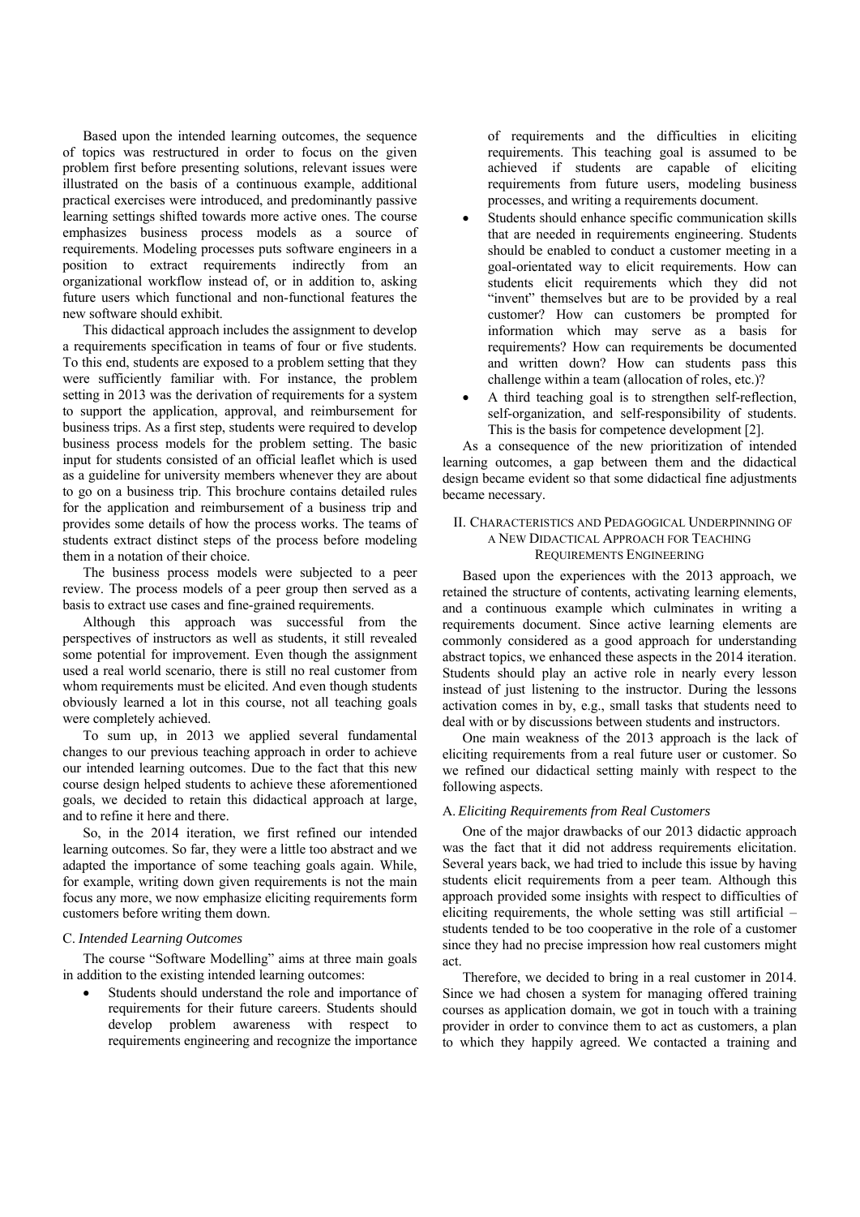Based upon the intended learning outcomes, the sequence of topics was restructured in order to focus on the given problem first before presenting solutions, relevant issues were illustrated on the basis of a continuous example, additional practical exercises were introduced, and predominantly passive learning settings shifted towards more active ones. The course emphasizes business process models as a source of requirements. Modeling processes puts software engineers in a position to extract requirements indirectly from an organizational workflow instead of, or in addition to, asking future users which functional and non-functional features the new software should exhibit.

This didactical approach includes the assignment to develop a requirements specification in teams of four or five students. To this end, students are exposed to a problem setting that they were sufficiently familiar with. For instance, the problem setting in 2013 was the derivation of requirements for a system to support the application, approval, and reimbursement for business trips. As a first step, students were required to develop business process models for the problem setting. The basic input for students consisted of an official leaflet which is used as a guideline for university members whenever they are about to go on a business trip. This brochure contains detailed rules for the application and reimbursement of a business trip and provides some details of how the process works. The teams of students extract distinct steps of the process before modeling them in a notation of their choice.

The business process models were subjected to a peer review. The process models of a peer group then served as a basis to extract use cases and fine-grained requirements.

Although this approach was successful from the perspectives of instructors as well as students, it still revealed some potential for improvement. Even though the assignment used a real world scenario, there is still no real customer from whom requirements must be elicited. And even though students obviously learned a lot in this course, not all teaching goals were completely achieved.

To sum up, in 2013 we applied several fundamental changes to our previous teaching approach in order to achieve our intended learning outcomes. Due to the fact that this new course design helped students to achieve these aforementioned goals, we decided to retain this didactical approach at large, and to refine it here and there.

So, in the 2014 iteration, we first refined our intended learning outcomes. So far, they were a little too abstract and we adapted the importance of some teaching goals again. While, for example, writing down given requirements is not the main focus any more, we now emphasize eliciting requirements form customers before writing them down.

### C. *Intended Learning Outcomes*

The course "Software Modelling" aims at three main goals in addition to the existing intended learning outcomes:

- Students should understand the role and importance of requirements for their future careers. Students should develop problem awareness with respect to requirements engineering and recognize the importance of requirements and the difficulties in eliciting requirements. This teaching goal is assumed to be achieved if students are capable of eliciting requirements from future users, modeling business processes, and writing a requirements document.
- Students should enhance specific communication skills that are needed in requirements engineering. Students should be enabled to conduct a customer meeting in a goal-orientated way to elicit requirements. How can students elicit requirements which they did not "invent" themselves but are to be provided by a real customer? How can customers be prompted for information which may serve as a basis for requirements? How can requirements be documented and written down? How can students pass this challenge within a team (allocation of roles, etc.)?
- A third teaching goal is to strengthen self-reflection, self-organization, and self-responsibility of students. This is the basis for competence development [2].

As a consequence of the new prioritization of intended learning outcomes, a gap between them and the didactical design became evident so that some didactical fine adjustments became necessary.

## II. Characteristics and Pedagogical Underpinning of a New Didactical Approach for Teaching Requirements Engineering

Based upon the experiences with the 2013 approach, we retained the structure of contents, activating learning elements, and a continuous example which culminates in writing a requirements document. Since active learning elements are commonly considered as a good approach for understanding abstract topics, we enhanced these aspects in the 2014 iteration. Students should play an active role in nearly every lesson instead of just listening to the instructor. During the lessons activation comes in by, e.g., small tasks that students need to deal with or by discussions between students and instructors.

One main weakness of the 2013 approach is the lack of eliciting requirements from a real future user or customer. So we refined our didactical setting mainly with respect to the following aspects.

### A. *Eliciting Requirements from Real Customers*

One of the major drawbacks of our 2013 didactic approach was the fact that it did not address requirements elicitation. Several years back, we had tried to include this issue by having students elicit requirements from a peer team. Although this approach provided some insights with respect to difficulties of eliciting requirements, the whole setting was still artificial – students tended to be too cooperative in the role of a customer since they had no precise impression how real customers might act.

Therefore, we decided to bring in a real customer in 2014. Since we had chosen a system for managing offered training courses as application domain, we got in touch with a training provider in order to convince them to act as customers, a plan to which they happily agreed. We contacted a training and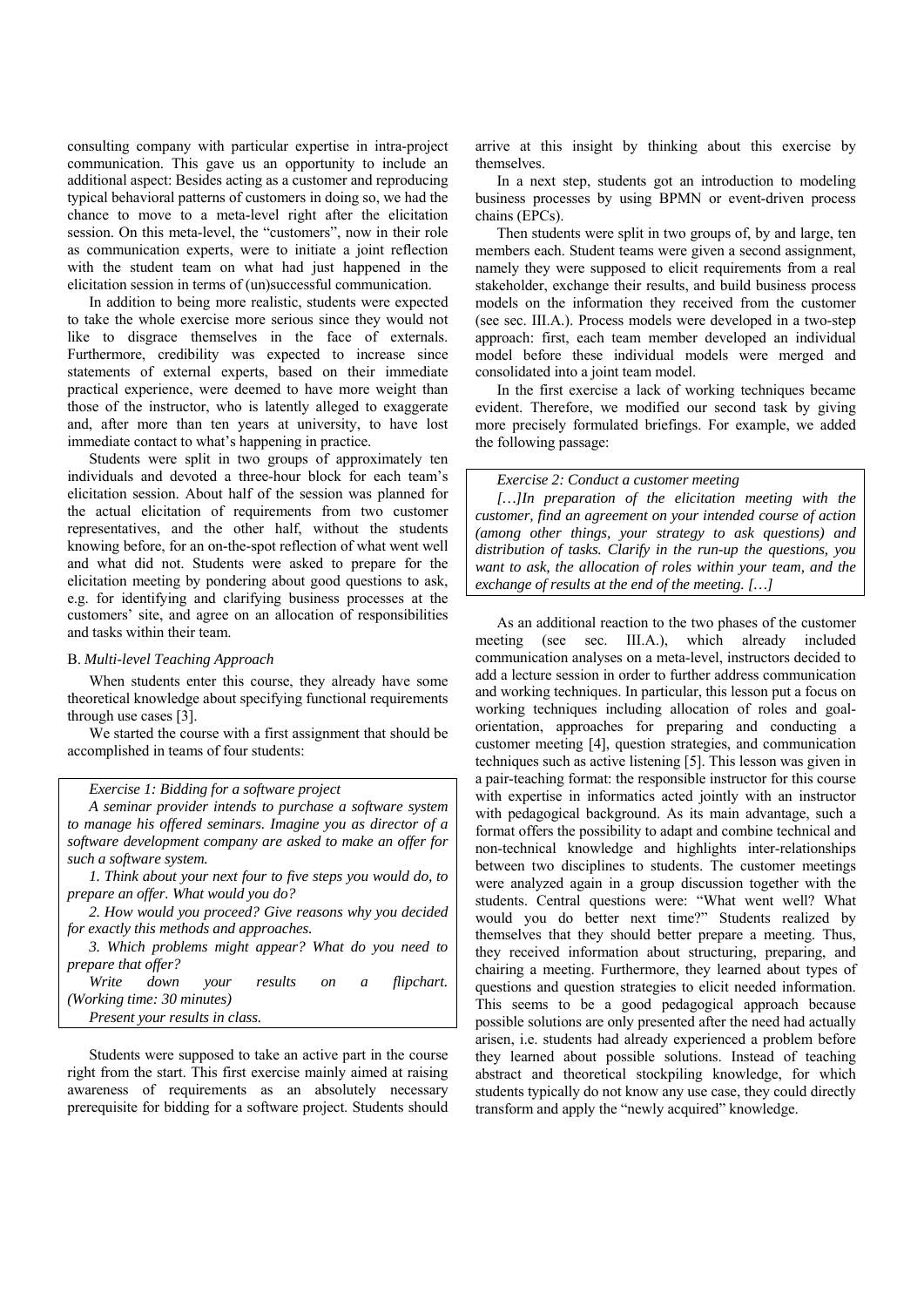consulting company with particular expertise in intra-project communication. This gave us an opportunity to include an additional aspect: Besides acting as a customer and reproducing typical behavioral patterns of customers in doing so, we had the chance to move to a meta-level right after the elicitation session. On this meta-level, the "customers", now in their role as communication experts, were to initiate a joint reflection with the student team on what had just happened in the elicitation session in terms of (un)successful communication.

In addition to being more realistic, students were expected to take the whole exercise more serious since they would not like to disgrace themselves in the face of externals. Furthermore, credibility was expected to increase since statements of external experts, based on their immediate practical experience, were deemed to have more weight than those of the instructor, who is latently alleged to exaggerate and, after more than ten years at university, to have lost immediate contact to what's happening in practice.

Students were split in two groups of approximately ten individuals and devoted a three-hour block for each team's elicitation session. About half of the session was planned for the actual elicitation of requirements from two customer representatives, and the other half, without the students knowing before, for an on-the-spot reflection of what went well and what did not. Students were asked to prepare for the elicitation meeting by pondering about good questions to ask, e.g. for identifying and clarifying business processes at the customers' site, and agree on an allocation of responsibilities and tasks within their team.

### B. *Multi-level Teaching Approach*

When students enter this course, they already have some theoretical knowledge about specifying functional requirements through use cases [3].

We started the course with a first assignment that should be accomplished in teams of four students:

> *Exercise 1: Bidding for a software project*
>
> *A seminar provider intends to purchase a software system to manage his offered seminars. Imagine you as director of a software development company are asked to make an offer for such a software system.*
>
> *1. Think about your next four to five steps you would do, to prepare an offer. What would you do?*
>
> *2. How would you proceed? Give reasons why you decided for exactly this methods and approaches.*
>
> *3. Which problems might appear? What do you need to prepare that offer?*
>
> *Write down your results on a flipchart. (Working time: 30 minutes)*
>
> *Present your results in class.*

Students were supposed to take an active part in the course right from the start. This first exercise mainly aimed at raising awareness of requirements as an absolutely necessary prerequisite for bidding for a software project. Students should arrive at this insight by thinking about this exercise by themselves.

In a next step, students got an introduction to modeling business processes by using BPMN or event-driven process chains (EPCs).

Then students were split in two groups of, by and large, ten members each. Student teams were given a second assignment, namely they were supposed to elicit requirements from a real stakeholder, exchange their results, and build business process models on the information they received from the customer (see sec. III.A.). Process models were developed in a two-step approach: first, each team member developed an individual model before these individual models were merged and consolidated into a joint team model.

In the first exercise a lack of working techniques became evident. Therefore, we modified our second task by giving more precisely formulated briefings. For example, we added the following passage:

> *Exercise 2: Conduct a customer meeting*
>
> *[…]In preparation of the elicitation meeting with the customer, find an agreement on your intended course of action (among other things, your strategy to ask questions) and distribution of tasks. Clarify in the run-up the questions, you want to ask, the allocation of roles within your team, and the exchange of results at the end of the meeting. […]*

As an additional reaction to the two phases of the customer meeting (see sec. III.A.), which already included communication analyses on a meta-level, instructors decided to add a lecture session in order to further address communication and working techniques. In particular, this lesson put a focus on working techniques including allocation of roles and goal-orientation, approaches for preparing and conducting a customer meeting [4], question strategies, and communication techniques such as active listening [5]. This lesson was given in a pair-teaching format: the responsible instructor for this course with expertise in informatics acted jointly with an instructor with pedagogical background. As its main advantage, such a format offers the possibility to adapt and combine technical and non-technical knowledge and highlights inter-relationships between two disciplines to students. The customer meetings were analyzed again in a group discussion together with the students. Central questions were: "What went well? What would you do better next time?" Students realized by themselves that they should better prepare a meeting. Thus, they received information about structuring, preparing, and chairing a meeting. Furthermore, they learned about types of questions and question strategies to elicit needed information. This seems to be a good pedagogical approach because possible solutions are only presented after the need had actually arisen, i.e. students had already experienced a problem before they learned about possible solutions. Instead of teaching abstract and theoretical stockpiling knowledge, for which students typically do not know any use case, they could directly transform and apply the "newly acquired" knowledge.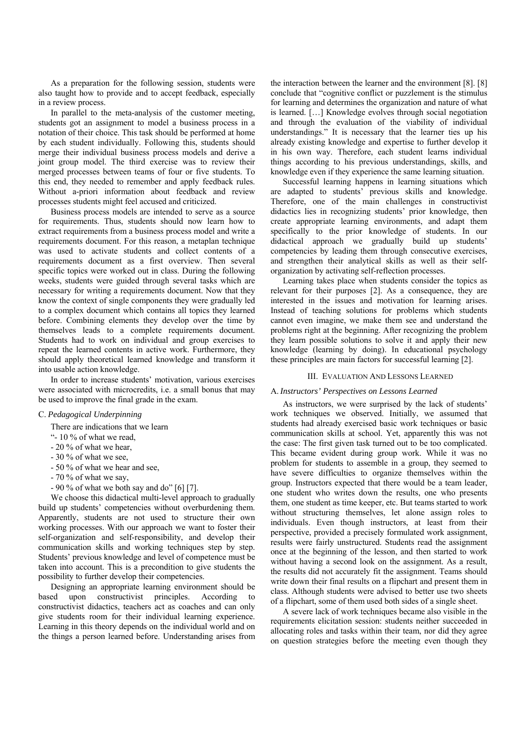As a preparation for the following session, students were also taught how to provide and to accept feedback, especially in a review process.

In parallel to the meta-analysis of the customer meeting, students got an assignment to model a business process in a notation of their choice. This task should be performed at home by each student individually. Following this, students should merge their individual business process models and derive a joint group model. The third exercise was to review their merged processes between teams of four or five students. To this end, they needed to remember and apply feedback rules. Without a-priori information about feedback and review processes students might feel accused and criticized.

Business process models are intended to serve as a source for requirements. Thus, students should now learn how to extract requirements from a business process model and write a requirements document. For this reason, a metaplan technique was used to activate students and collect contents of a requirements document as a first overview. Then several specific topics were worked out in class. During the following weeks, students were guided through several tasks which are necessary for writing a requirements document. Now that they know the context of single components they were gradually led to a complex document which contains all topics they learned before. Combining elements they develop over the time by themselves leads to a complete requirements document. Students had to work on individual and group exercises to repeat the learned contents in active work. Furthermore, they should apply theoretical learned knowledge and transform it into usable action knowledge.

In order to increase students' motivation, various exercises were associated with microcredits, i.e. a small bonus that may be used to improve the final grade in the exam.

### C. *Pedagogical Underpinning*

There are indications that we learn

"- 10 % of what we read,

- 20 % of what we hear,
- 30 % of what we see,
- 50 % of what we hear and see,
- 70 % of what we say,
- 90 % of what we both say and do" [6] [7].

We choose this didactical multi-level approach to gradually build up students' competencies without overburdening them. Apparently, students are not used to structure their own working processes. With our approach we want to foster their self-organization and self-responsibility, and develop their communication skills and working techniques step by step. Students' previous knowledge and level of competence must be taken into account. This is a precondition to give students the possibility to further develop their competencies.

Designing an appropriate learning environment should be based upon constructivist principles. According to constructivist didactics, teachers act as coaches and can only give students room for their individual learning experience. Learning in this theory depends on the individual world and on the things a person learned before. Understanding arises from the interaction between the learner and the environment [8]. [8] conclude that "cognitive conflict or puzzlement is the stimulus for learning and determines the organization and nature of what is learned. […] Knowledge evolves through social negotiation and through the evaluation of the viability of individual understandings." It is necessary that the learner ties up his already existing knowledge and expertise to further develop it in his own way. Therefore, each student learns individual things according to his previous understandings, skills, and knowledge even if they experience the same learning situation.

Successful learning happens in learning situations which are adapted to students' previous skills and knowledge. Therefore, one of the main challenges in constructivist didactics lies in recognizing students' prior knowledge, then create appropriate learning environments, and adapt them specifically to the prior knowledge of students. In our didactical approach we gradually build up students' competencies by leading them through consecutive exercises, and strengthen their analytical skills as well as their self-organization by activating self-reflection processes.

Learning takes place when students consider the topics as relevant for their purposes [2]. As a consequence, they are interested in the issues and motivation for learning arises. Instead of teaching solutions for problems which students cannot even imagine, we make them see and understand the problems right at the beginning. After recognizing the problem they learn possible solutions to solve it and apply their new knowledge (learning by doing). In educational psychology these principles are main factors for successful learning [2].

## III. Evaluation And Lessons Learned

### A. *Instructors' Perspectives on Lessons Learned*

As instructors, we were surprised by the lack of students' work techniques we observed. Initially, we assumed that students had already exercised basic work techniques or basic communication skills at school. Yet, apparently this was not the case: The first given task turned out to be too complicated. This became evident during group work. While it was no problem for students to assemble in a group, they seemed to have severe difficulties to organize themselves within the group. Instructors expected that there would be a team leader, one student who writes down the results, one who presents them, one student as time keeper, etc. But teams started to work without structuring themselves, let alone assign roles to individuals. Even though instructors, at least from their perspective, provided a precisely formulated work assignment, results were fairly unstructured. Students read the assignment once at the beginning of the lesson, and then started to work without having a second look on the assignment. As a result, the results did not accurately fit the assignment. Teams should write down their final results on a flipchart and present them in class. Although students were advised to better use two sheets of a flipchart, some of them used both sides of a single sheet.

A severe lack of work techniques became also visible in the requirements elicitation session: students neither succeeded in allocating roles and tasks within their team, nor did they agree on question strategies before the meeting even though they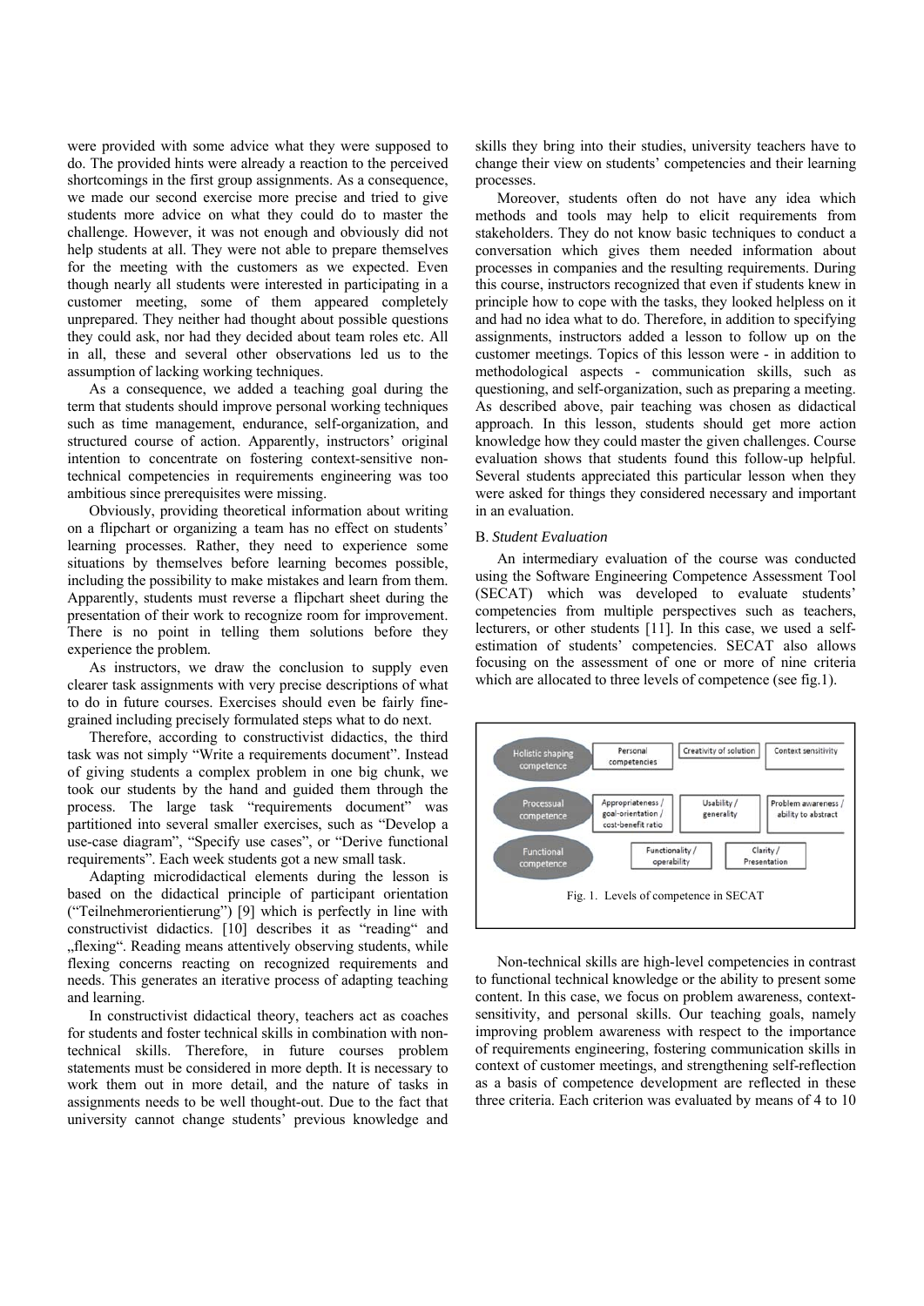were provided with some advice what they were supposed to do. The provided hints were already a reaction to the perceived shortcomings in the first group assignments. As a consequence, we made our second exercise more precise and tried to give students more advice on what they could do to master the challenge. However, it was not enough and obviously did not help students at all. They were not able to prepare themselves for the meeting with the customers as we expected. Even though nearly all students were interested in participating in a customer meeting, some of them appeared completely unprepared. They neither had thought about possible questions they could ask, nor had they decided about team roles etc. All in all, these and several other observations led us to the assumption of lacking working techniques.

As a consequence, we added a teaching goal during the term that students should improve personal working techniques such as time management, endurance, self-organization, and structured course of action. Apparently, instructors' original intention to concentrate on fostering context-sensitive non-technical competencies in requirements engineering was too ambitious since prerequisites were missing.

Obviously, providing theoretical information about writing on a flipchart or organizing a team has no effect on students' learning processes. Rather, they need to experience some situations by themselves before learning becomes possible, including the possibility to make mistakes and learn from them. Apparently, students must reverse a flipchart sheet during the presentation of their work to recognize room for improvement. There is no point in telling them solutions before they experience the problem.

As instructors, we draw the conclusion to supply even clearer task assignments with very precise descriptions of what to do in future courses. Exercises should even be fairly fine-grained including precisely formulated steps what to do next.

Therefore, according to constructivist didactics, the third task was not simply "Write a requirements document". Instead of giving students a complex problem in one big chunk, we took our students by the hand and guided them through the process. The large task "requirements document" was partitioned into several smaller exercises, such as "Develop a use-case diagram", "Specify use cases", or "Derive functional requirements". Each week students got a new small task.

Adapting microdidactical elements during the lesson is based on the didactical principle of participant orientation ("Teilnehmerorientierung") [9] which is perfectly in line with constructivist didactics. [10] describes it as "reading" and „flexing". Reading means attentively observing students, while flexing concerns reacting on recognized requirements and needs. This generates an iterative process of adapting teaching and learning.

In constructivist didactical theory, teachers act as coaches for students and foster technical skills in combination with non-technical skills. Therefore, in future courses problem statements must be considered in more depth. It is necessary to work them out in more detail, and the nature of tasks in assignments needs to be well thought-out. Due to the fact that university cannot change students' previous knowledge and skills they bring into their studies, university teachers have to change their view on students' competencies and their learning processes.

Moreover, students often do not have any idea which methods and tools may help to elicit requirements from stakeholders. They do not know basic techniques to conduct a conversation which gives them needed information about processes in companies and the resulting requirements. During this course, instructors recognized that even if students knew in principle how to cope with the tasks, they looked helpless on it and had no idea what to do. Therefore, in addition to specifying assignments, instructors added a lesson to follow up on the customer meetings. Topics of this lesson were - in addition to methodological aspects - communication skills, such as questioning, and self-organization, such as preparing a meeting. As described above, pair teaching was chosen as didactical approach. In this lesson, students should get more action knowledge how they could master the given challenges. Course evaluation shows that students found this follow-up helpful. Several students appreciated this particular lesson when they were asked for things they considered necessary and important in an evaluation.

### B. *Student Evaluation*

An intermediary evaluation of the course was conducted using the Software Engineering Competence Assessment Tool (SECAT) which was developed to evaluate students' competencies from multiple perspectives such as teachers, lecturers, or other students [11]. In this case, we used a self-estimation of students' competencies. SECAT also allows focusing on the assessment of one or more of nine criteria which are allocated to three levels of competence (see fig.1).

Holistic shaping competence
Personal competencies
Creativity of solution
Context sensitivity
Processual competence
Appropriateness / goal-orientation / cost-benefit ratio
Usability / generality
Problem awareness / ability to abstract
Functional competence
Functionality / operability
Clarity / Presentation

Fig. 1. Levels of competence in SECAT

Non-technical skills are high-level competencies in contrast to functional technical knowledge or the ability to present some content. In this case, we focus on problem awareness, context-sensitivity, and personal skills. Our teaching goals, namely improving problem awareness with respect to the importance of requirements engineering, fostering communication skills in context of customer meetings, and strengthening self-reflection as a basis of competence development are reflected in these three criteria. Each criterion was evaluated by means of 4 to 10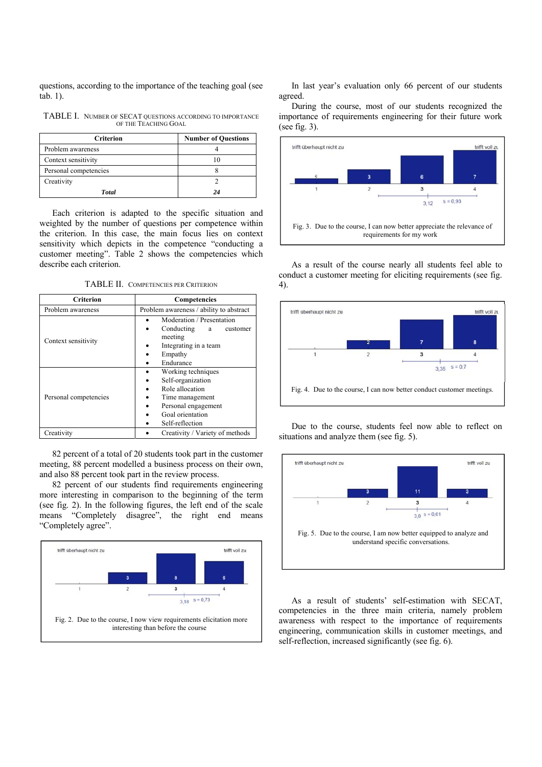questions, according to the importance of the teaching goal (see tab. 1).

TABLE I. NUMBER OF SECAT QUESTIONS ACCORDING TO IMPORTANCE OF THE TEACHING GOAL

| Criterion | Number of Questions |
|---|---|
| Problem awareness | 4 |
| Context sensitivity | 10 |
| Personal competencies | 8 |
| Creativity | 2 |
| *Total* | *24* |

Each criterion is adapted to the specific situation and weighted by the number of questions per competence within the criterion. In this case, the main focus lies on context sensitivity which depicts in the competence "conducting a customer meeting". Table 2 shows the competencies which describe each criterion.

TABLE II. COMPETENCIES PER CRITERION

| Criterion | Competencies |
|---|---|
| Problem awareness | Problem awareness / ability to abstract |
| Context sensitivity | • Moderation / Presentation<br>• Conducting a customer meeting<br>• Integrating in a team<br>• Empathy<br>• Endurance |
| Personal competencies | • Working techniques<br>• Self-organization<br>• Role allocation<br>• Time management<br>• Personal engagement<br>• Goal orientation<br>• Self-reflection |
| Creativity | • Creativity / Variety of methods |

82 percent of a total of 20 students took part in the customer meeting, 88 percent modelled a business process on their own, and also 88 percent took part in the review process.

82 percent of our students find requirements engineering more interesting in comparison to the beginning of the term (see fig. 2). In the following figures, the left end of the scale means "Completely disagree", the right end means "Completely agree".

trifft überhaupt nicht zu
trifft voll zu
3
8
6
1
2
3
4
3,18
s = 0,73

Fig. 2. Due to the course, I now view requirements elicitation more interesting than before the course

In last year's evaluation only 66 percent of our students agreed.

During the course, most of our students recognized the importance of requirements engineering for their future work (see fig. 3).

trifft überhaupt nicht zu
trifft voll zu
0
3
6
7
1
2
3
4
3,12
s = 0,93

Fig. 3. Due to the course, I can now better appreciate the relevance of requirements for my work

As a result of the course nearly all students feel able to conduct a customer meeting for eliciting requirements (see fig. 4).

trifft überhaupt nicht zu
trifft voll zu
2
7
8
1
2
3
4
3,35
s = 0,7

Fig. 4. Due to the course, I can now better conduct customer meetings.

Due to the course, students feel now able to reflect on situations and analyze them (see fig. 5).

trifft überhaupt nicht zu
trifft voll zu
3
11
3
1
2
3
4
3,0
s = 0,61

Fig. 5. Due to the course, I am now better equipped to analyze and understand specific conversations.

As a result of students' self-estimation with SECAT, competencies in the three main criteria, namely problem awareness with respect to the importance of requirements engineering, communication skills in customer meetings, and self-reflection, increased significantly (see fig. 6).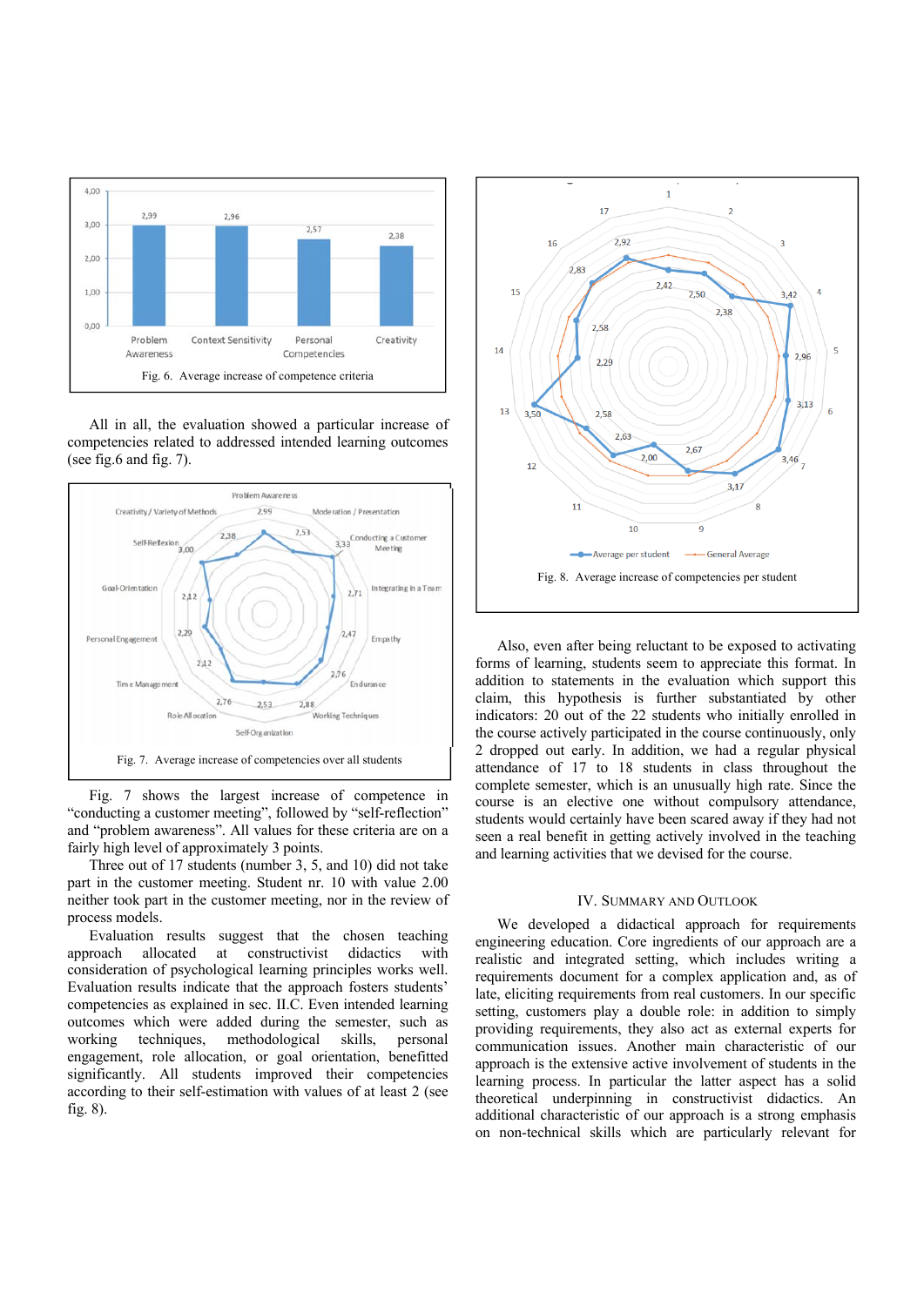4,00

3,00

2,00

1,00

0,00

2,99

2,96

2,57

2,38

Problem Awareness

Context Sensitivity

Personal Competencies

Creativity

Fig. 6. Average increase of competence criteria

All in all, the evaluation showed a particular increase of competencies related to addressed intended learning outcomes (see fig.6 and fig. 7).

Problem Awareness

Creativity / Variety of Methods

Moderation / Presentation

Self-Reflexion

Conducting a Customer Meeting

Goal-Orientation

Integrating in a Team

Personal Engagement

Empathy

Time Management

Endurance

Role Allocation

Working Techniques

Self-Organization

2,99

2,38

2,53

3,00

3,33

2,12

2,71

2,29

2,47

2,12

2,76

2,76

2,53

2,88

Fig. 7. Average increase of competencies over all students

Fig. 7 shows the largest increase of competence in "conducting a customer meeting", followed by "self-reflection" and "problem awareness". All values for these criteria are on a fairly high level of approximately 3 points.

Three out of 17 students (number 3, 5, and 10) did not take part in the customer meeting. Student nr. 10 with value 2.00 neither took part in the customer meeting, nor in the review of process models.

Evaluation results suggest that the chosen teaching approach allocated at constructivist didactics with consideration of psychological learning principles works well. Evaluation results indicate that the approach fosters students' competencies as explained in sec. II.C. Even intended learning outcomes which were added during the semester, such as working techniques, methodological skills, personal engagement, role allocation, or goal orientation, benefitted significantly. All students improved their competencies according to their self-estimation with values of at least 2 (see fig. 8).

1

2

3

4

5

6

7

8

9

10

11

12

13

14

15

16

17

2,92

2,83

2,42

2,50

2,38

3,42

2,58

2,96

2,29

3,13

3,50

2,58

2,63

2,67

3,46

2,00

3,17

Average per student

General Average

Fig. 8. Average increase of competencies per student

Also, even after being reluctant to be exposed to activating forms of learning, students seem to appreciate this format. In addition to statements in the evaluation which support this claim, this hypothesis is further substantiated by other indicators: 20 out of the 22 students who initially enrolled in the course actively participated in the course continuously, only 2 dropped out early. In addition, we had a regular physical attendance of 17 to 18 students in class throughout the complete semester, which is an unusually high rate. Since the course is an elective one without compulsory attendance, students would certainly have been scared away if they had not seen a real benefit in getting actively involved in the teaching and learning activities that we devised for the course.

## IV. Summary and Outlook

We developed a didactical approach for requirements engineering education. Core ingredients of our approach are a realistic and integrated setting, which includes writing a requirements document for a complex application and, as of late, eliciting requirements from real customers. In our specific setting, customers play a double role: in addition to simply providing requirements, they also act as external experts for communication issues. Another main characteristic of our approach is the extensive active involvement of students in the learning process. In particular the latter aspect has a solid theoretical underpinning in constructivist didactics. An additional characteristic of our approach is a strong emphasis on non-technical skills which are particularly relevant for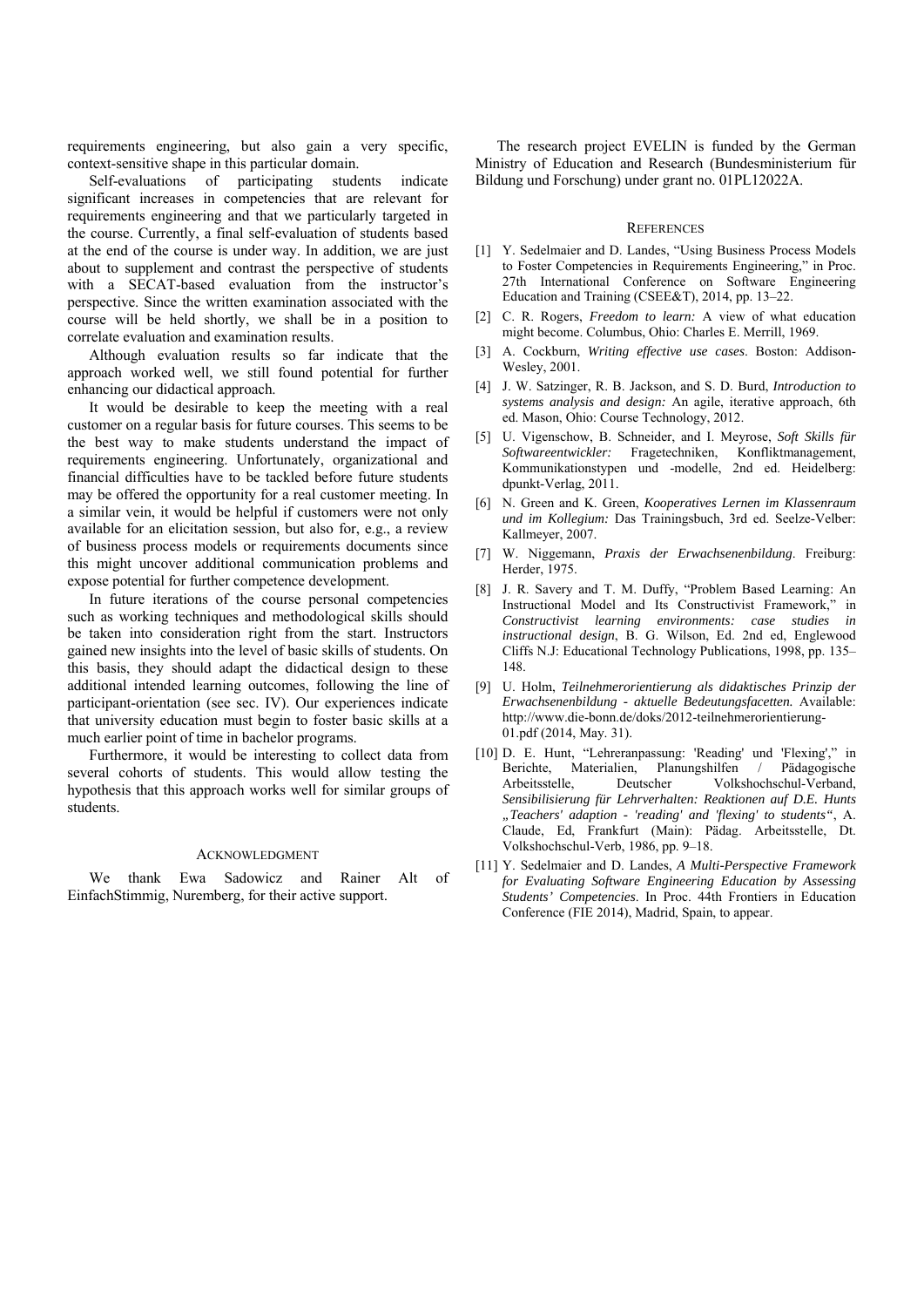requirements engineering, but also gain a very specific, context-sensitive shape in this particular domain.

Self-evaluations of participating students indicate significant increases in competencies that are relevant for requirements engineering and that we particularly targeted in the course. Currently, a final self-evaluation of students based at the end of the course is under way. In addition, we are just about to supplement and contrast the perspective of students with a SECAT-based evaluation from the instructor's perspective. Since the written examination associated with the course will be held shortly, we shall be in a position to correlate evaluation and examination results.

Although evaluation results so far indicate that the approach worked well, we still found potential for further enhancing our didactical approach.

It would be desirable to keep the meeting with a real customer on a regular basis for future courses. This seems to be the best way to make students understand the impact of requirements engineering. Unfortunately, organizational and financial difficulties have to be tackled before future students may be offered the opportunity for a real customer meeting. In a similar vein, it would be helpful if customers were not only available for an elicitation session, but also for, e.g., a review of business process models or requirements documents since this might uncover additional communication problems and expose potential for further competence development.

In future iterations of the course personal competencies such as working techniques and methodological skills should be taken into consideration right from the start. Instructors gained new insights into the level of basic skills of students. On this basis, they should adapt the didactical design to these additional intended learning outcomes, following the line of participant-orientation (see sec. IV). Our experiences indicate that university education must begin to foster basic skills at a much earlier point of time in bachelor programs.

Furthermore, it would be interesting to collect data from several cohorts of students. This would allow testing the hypothesis that this approach works well for similar groups of students.

## Acknowledgment

We thank Ewa Sadowicz and Rainer Alt of EinfachStimmig, Nuremberg, for their active support.

The research project EVELIN is funded by the German Ministry of Education and Research (Bundesministerium für Bildung und Forschung) under grant no. 01PL12022A.

## References

[1] Y. Sedelmaier and D. Landes, "Using Business Process Models to Foster Competencies in Requirements Engineering," in Proc. 27th International Conference on Software Engineering Education and Training (CSEE&T), 2014, pp. 13–22.

[2] C. R. Rogers, *Freedom to learn:* A view of what education might become. Columbus, Ohio: Charles E. Merrill, 1969.

[3] A. Cockburn, *Writing effective use cases*. Boston: Addison-Wesley, 2001.

[4] J. W. Satzinger, R. B. Jackson, and S. D. Burd, *Introduction to systems analysis and design:* An agile, iterative approach, 6th ed. Mason, Ohio: Course Technology, 2012.

[5] U. Vigenschow, B. Schneider, and I. Meyrose, *Soft Skills für Softwareentwickler:* Fragetechniken, Konfliktmanagement, Kommunikationstypen und -modelle, 2nd ed. Heidelberg: dpunkt-Verlag, 2011.

[6] N. Green and K. Green, *Kooperatives Lernen im Klassenraum und im Kollegium:* Das Trainingsbuch, 3rd ed. Seelze-Velber: Kallmeyer, 2007.

[7] W. Niggemann, *Praxis der Erwachsenenbildung*. Freiburg: Herder, 1975.

[8] J. R. Savery and T. M. Duffy, "Problem Based Learning: An Instructional Model and Its Constructivist Framework," in *Constructivist learning environments: case studies in instructional design*, B. G. Wilson, Ed. 2nd ed, Englewood Cliffs N.J: Educational Technology Publications, 1998, pp. 135–148.

[9] U. Holm, *Teilnehmerorientierung als didaktisches Prinzip der Erwachsenenbildung - aktuelle Bedeutungsfacetten.* Available: http://www.die-bonn.de/doks/2012-teilnehmerorientierung-01.pdf (2014, May. 31).

[10] D. E. Hunt, "Lehreranpassung: 'Reading' und 'Flexing'," in Berichte, Materialien, Planungshilfen / Pädagogische Arbeitsstelle, Deutscher Volkshochschul-Verband, *Sensibilisierung für Lehrverhalten: Reaktionen auf D.E. Hunts „Teachers' adaption - 'reading' and 'flexing' to students"*, A. Claude, Ed, Frankfurt (Main): Pädag. Arbeitsstelle, Dt. Volkshochschul-Verb, 1986, pp. 9–18.

[11] Y. Sedelmaier and D. Landes, *A Multi-Perspective Framework for Evaluating Software Engineering Education by Assessing Students' Competencies*. In Proc. 44th Frontiers in Education Conference (FIE 2014), Madrid, Spain, to appear.